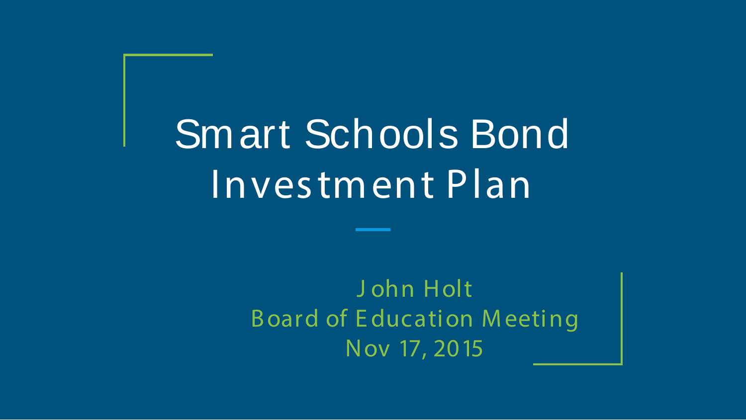# Smart Schools Bond Investment Plan

John Holt
Board of Education Meeting
Nov 17, 2015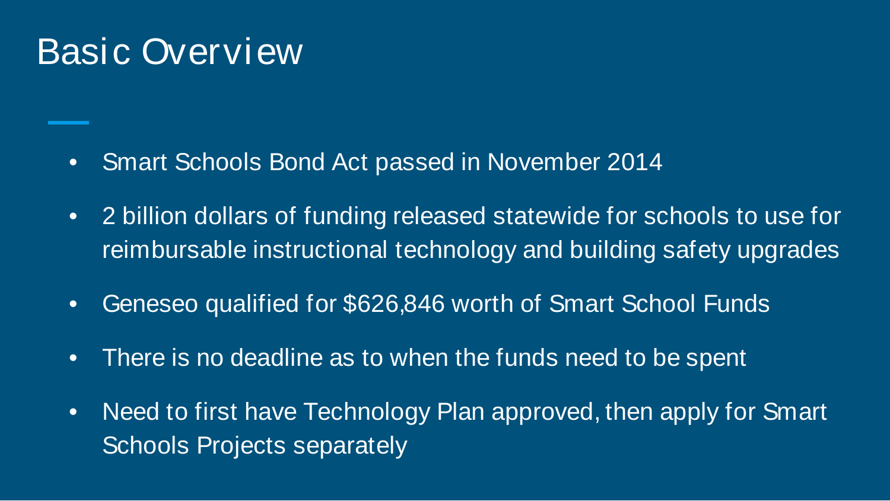# Basic Overview

- Smart Schools Bond Act passed in November 2014
- 2 billion dollars of funding released statewide for schools to use for reimbursable instructional technology and building safety upgrades
- Geneseo qualified for $626,846 worth of Smart School Funds
- There is no deadline as to when the funds need to be spent
- Need to first have Technology Plan approved, then apply for Smart Schools Projects separately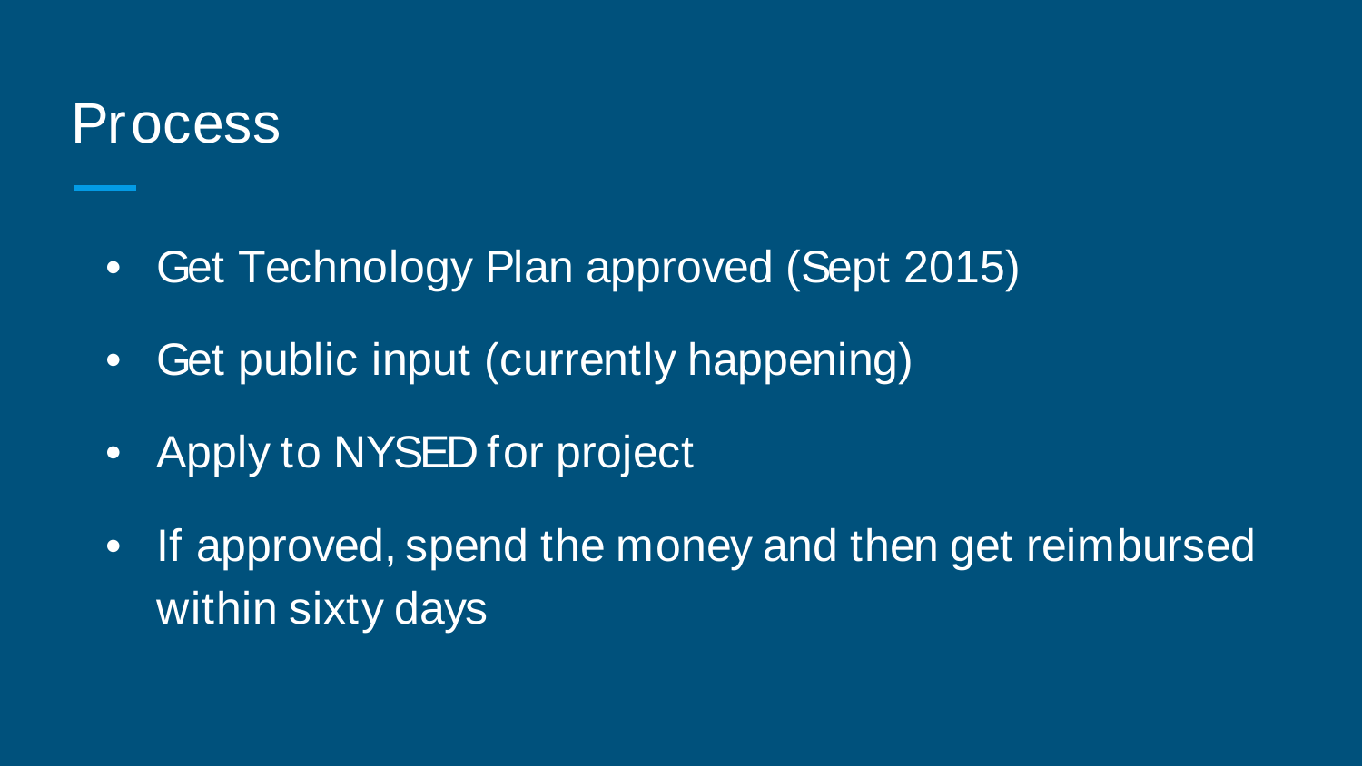# Process

- Get Technology Plan approved (Sept 2015)
- Get public input (currently happening)
- Apply to NYSED for project
- If approved, spend the money and then get reimbursed within sixty days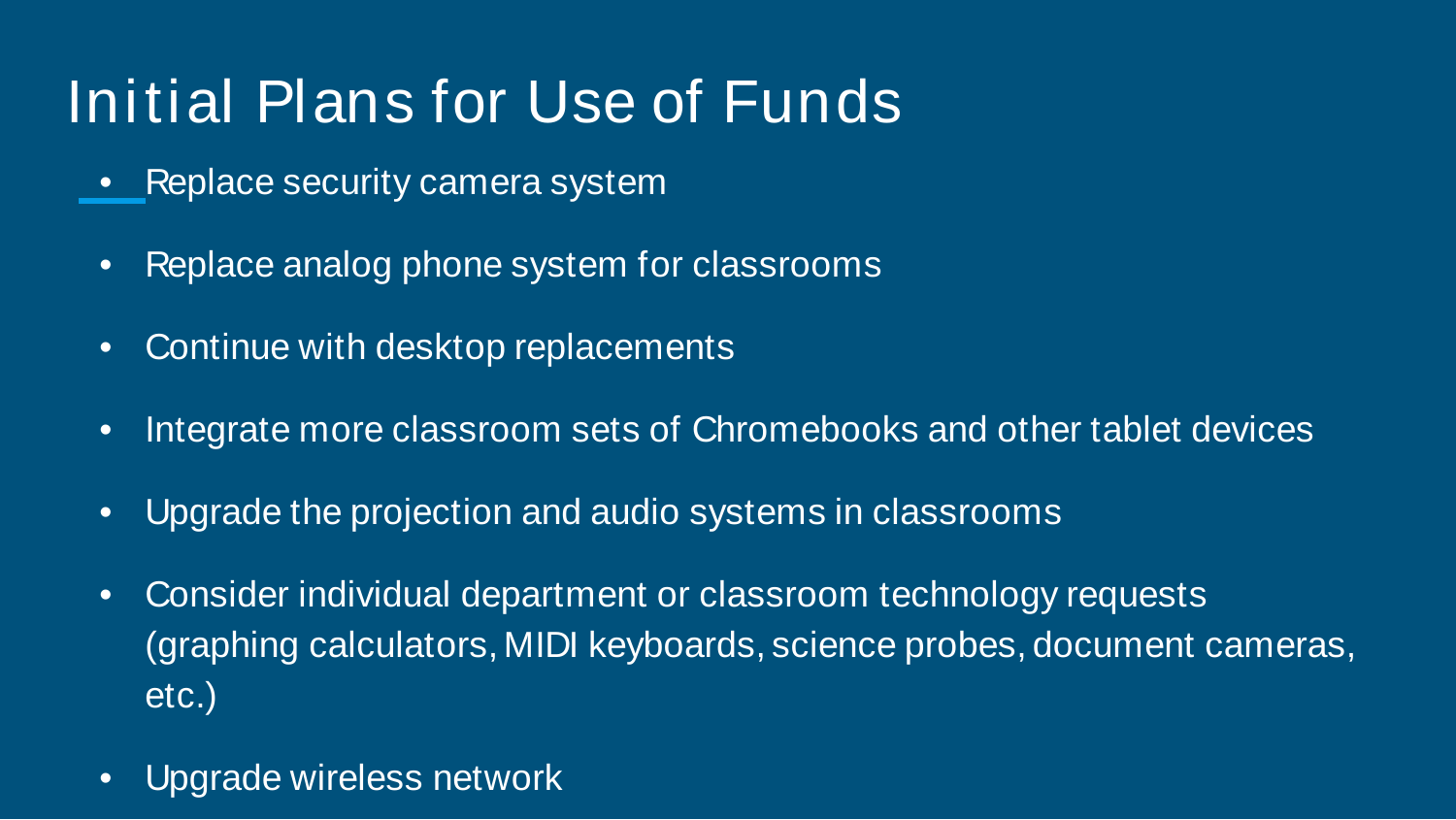# Initial Plans for Use of Funds

- Replace security camera system
- Replace analog phone system for classrooms
- Continue with desktop replacements
- Integrate more classroom sets of Chromebooks and other tablet devices
- Upgrade the projection and audio systems in classrooms
- Consider individual department or classroom technology requests (graphing calculators, MIDI keyboards, science probes, document cameras, etc.)
- Upgrade wireless network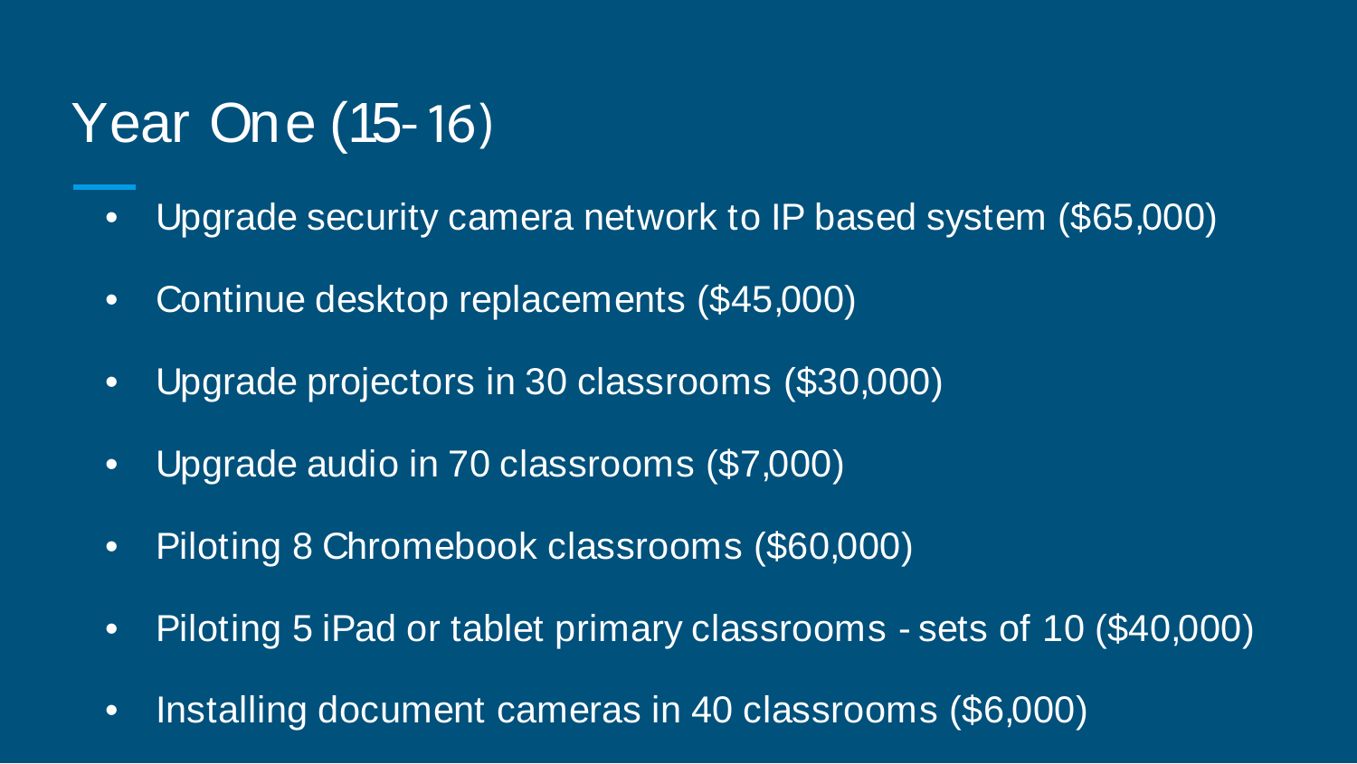# Year One (15-16)

- Upgrade security camera network to IP based system ($65,000)
- Continue desktop replacements ($45,000)
- Upgrade projectors in 30 classrooms ($30,000)
- Upgrade audio in 70 classrooms ($7,000)
- Piloting 8 Chromebook classrooms ($60,000)
- Piloting 5 iPad or tablet primary classrooms - sets of 10 ($40,000)
- Installing document cameras in 40 classrooms ($6,000)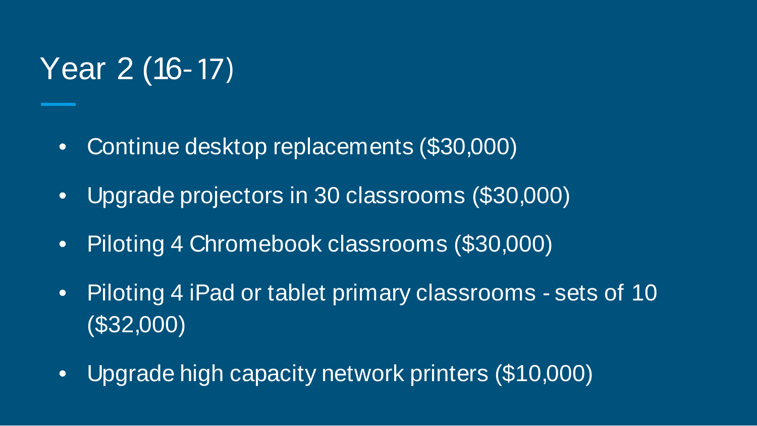# Year 2 (16-17)

- Continue desktop replacements ($30,000)
- Upgrade projectors in 30 classrooms ($30,000)
- Piloting 4 Chromebook classrooms ($30,000)
- Piloting 4 iPad or tablet primary classrooms - sets of 10 ($32,000)
- Upgrade high capacity network printers ($10,000)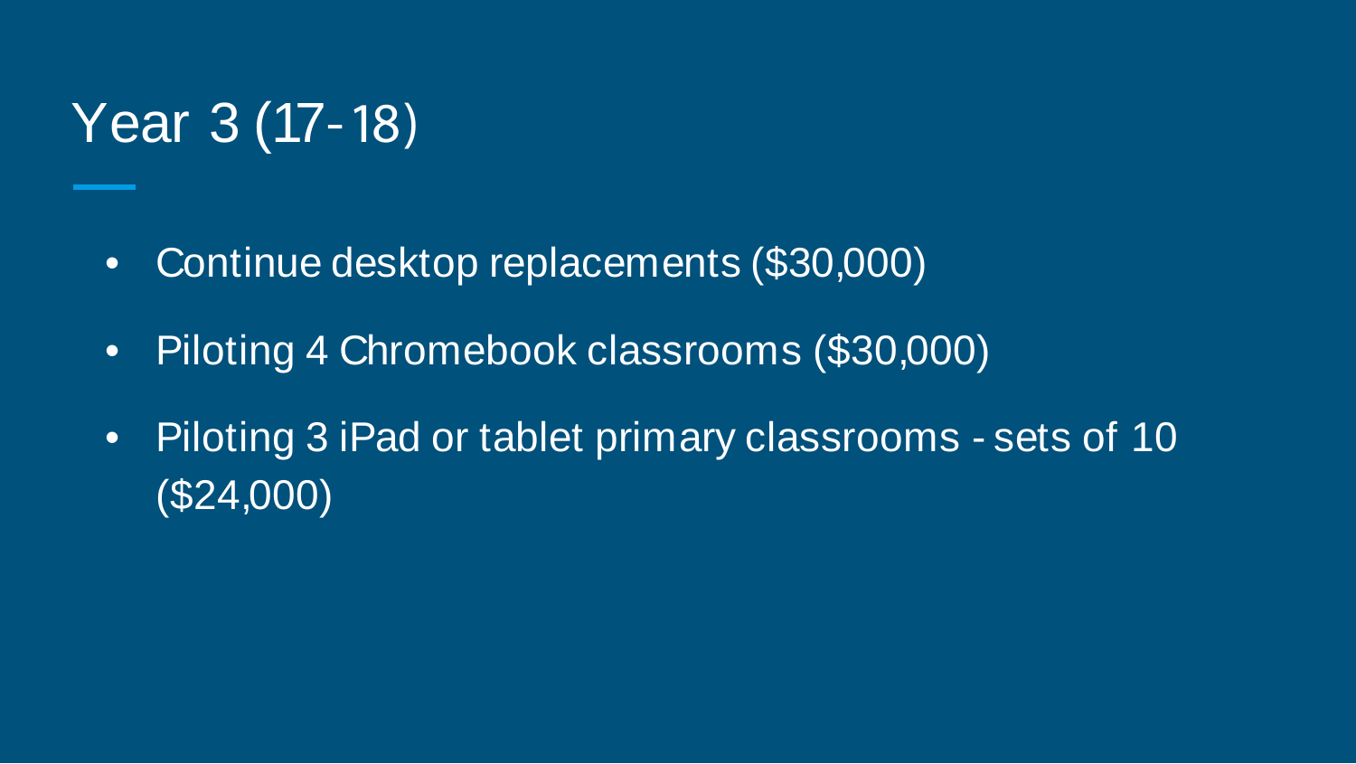# Year 3 (17-18)

- Continue desktop replacements ($30,000)
- Piloting 4 Chromebook classrooms ($30,000)
- Piloting 3 iPad or tablet primary classrooms - sets of 10 ($24,000)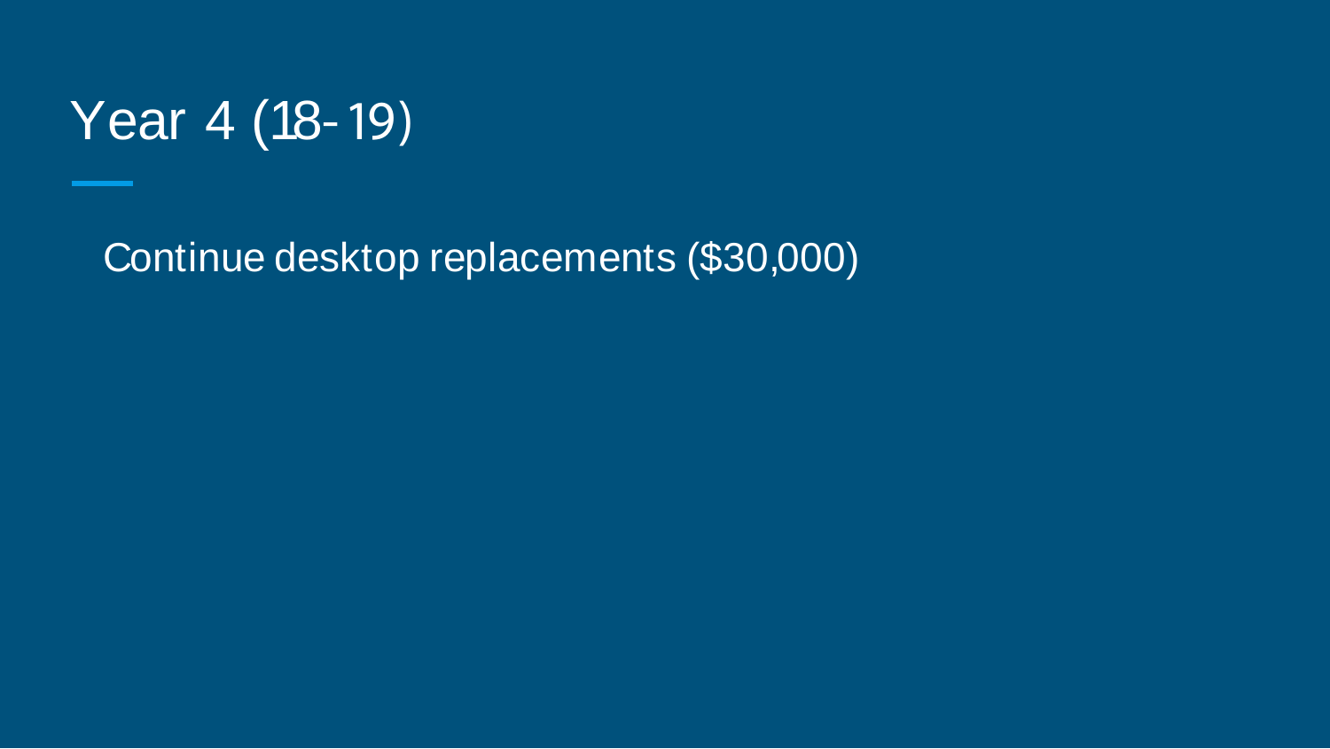# Year 4 (18-19)

Continue desktop replacements ($30,000)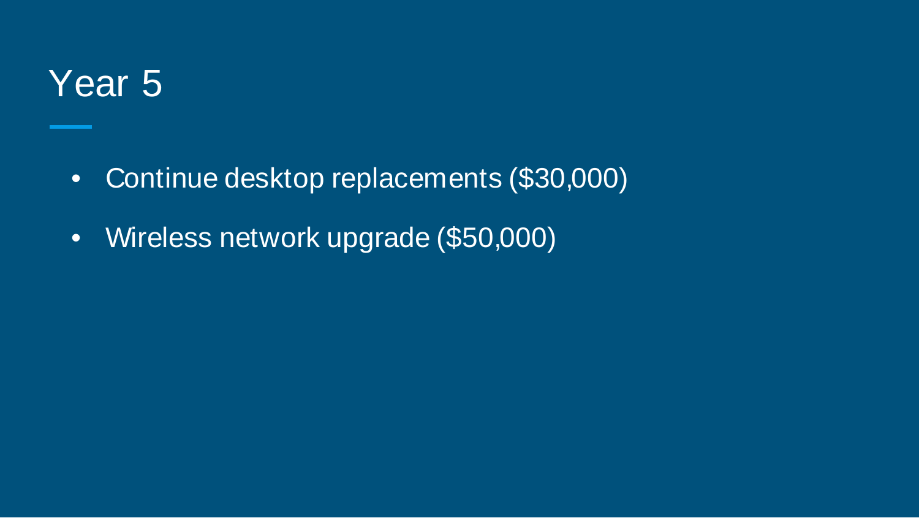# Year 5

- Continue desktop replacements ($30,000)
- Wireless network upgrade ($50,000)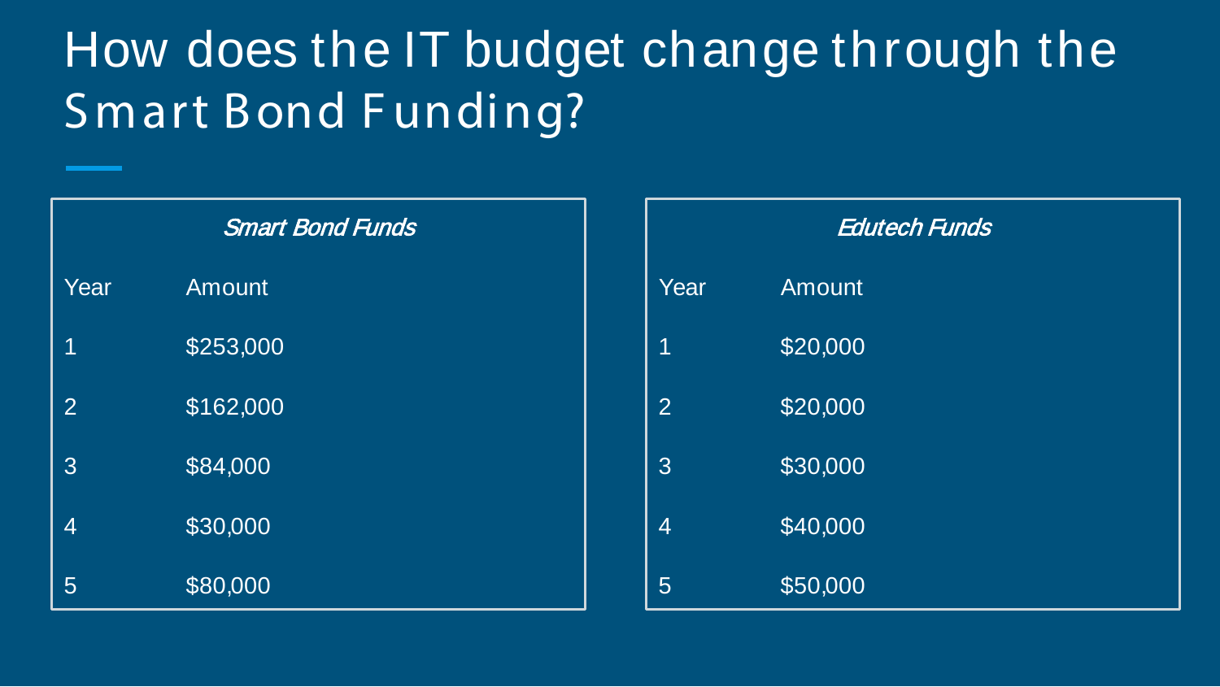# How does the IT budget change through the Smart Bond Funding?

*Smart Bond Funds*

| Year | Amount |
| --- | --- |
| 1 | $253,000 |
| 2 | $162,000 |
| 3 | $84,000 |
| 4 | $30,000 |
| 5 | $80,000 |

*Edutech Funds*

| Year | Amount |
| --- | --- |
| 1 | $20,000 |
| 2 | $20,000 |
| 3 | $30,000 |
| 4 | $40,000 |
| 5 | $50,000 |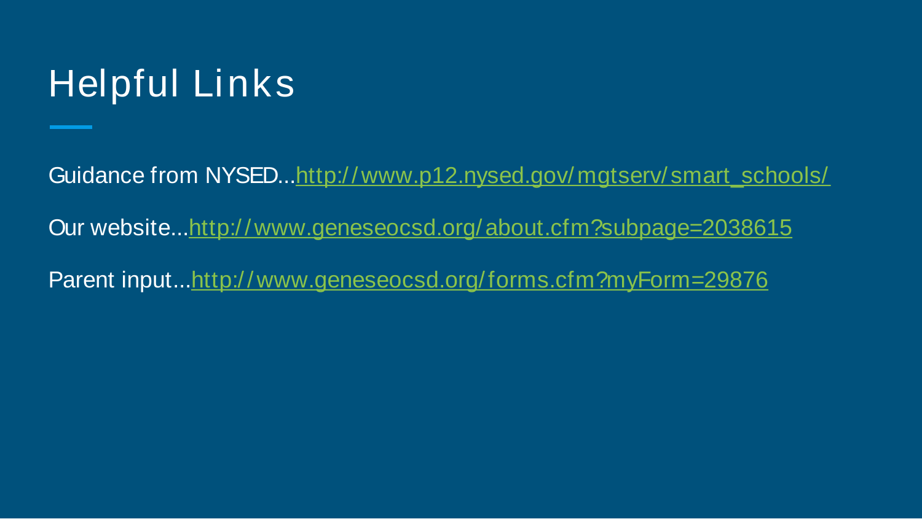# Helpful Links

Guidance from NYSED...http://www.p12.nysed.gov/mgtserv/smart_schools/

Our website...http://www.geneseocsd.org/about.cfm?subpage=2038615

Parent input...http://www.geneseocsd.org/forms.cfm?myForm=29876